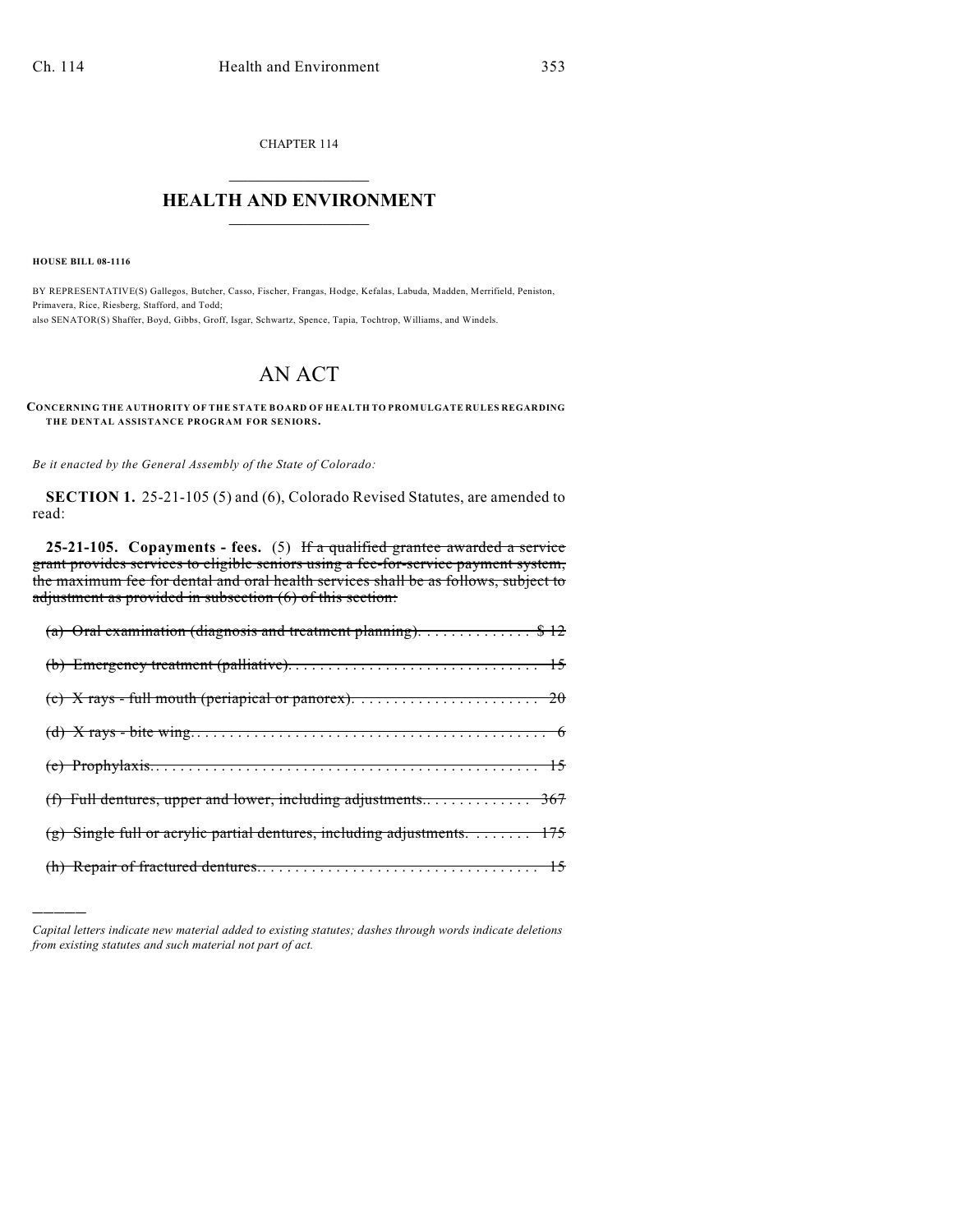CHAPTER 114

# HEALTH AND ENVIRONMENT

**HOUSE BILL 08-1116**

BY REPRESENTATIVE(S) Gallegos, Butcher, Casso, Fischer, Frangas, Hodge, Kefalas, Labuda, Madden, Merrifield, Peniston, Primavera, Rice, Riesberg, Stafford, and Todd;
also SENATOR(S) Shaffer, Boyd, Gibbs, Groff, Isgar, Schwartz, Spence, Tapia, Tochtrop, Williams, and Windels.

# AN ACT

**CONCERNING THE AUTHORITY OF THE STATE BOARD OF HEALTH TO PROMULGATE RULES REGARDING THE DENTAL ASSISTANCE PROGRAM FOR SENIORS.**

*Be it enacted by the General Assembly of the State of Colorado:*

**SECTION 1.** 25-21-105 (5) and (6), Colorado Revised Statutes, are amended to read:

**25-21-105. Copayments - fees.** (5) ~~If a qualified grantee awarded a service grant provides services to eligible seniors using a fee-for-service payment system, the maximum fee for dental and oral health services shall be as follows, subject to adjustment as provided in subsection (6) of this section:~~

~~(a) Oral examination (diagnosis and treatment planning). . . . . . . . . . . . . . $ 12~~

~~(b) Emergency treatment (palliative). . . . . . . . . . . . . . . . . . . . . . . . . . . . . . . . 15~~

~~(c) X rays - full mouth (periapical or panorex). . . . . . . . . . . . . . . . . . . . . . . . 20~~

~~(d) X rays - bite wing. . . . . . . . . . . . . . . . . . . . . . . . . . . . . . . . . . . . . . . . . . . . . 6~~

~~(e) Prophylaxis. . . . . . . . . . . . . . . . . . . . . . . . . . . . . . . . . . . . . . . . . . . . . . . . . 15~~

~~(f) Full dentures, upper and lower, including adjustments. . . . . . . . . . . . . . 367~~

~~(g) Single full or acrylic partial dentures, including adjustments. . . . . . . . 175~~

~~(h) Repair of fractured dentures. . . . . . . . . . . . . . . . . . . . . . . . . . . . . . . . . . . . 15~~

---

*Capital letters indicate new material added to existing statutes; dashes through words indicate deletions from existing statutes and such material not part of act.*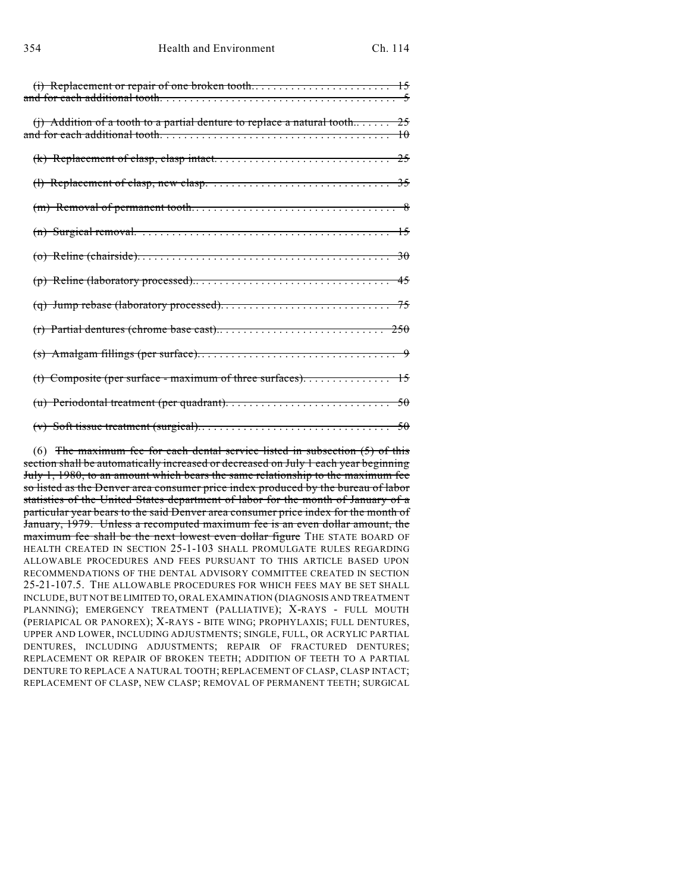~~(i) Replacement or repair of one broken tooth. . . . . . . . . . . . . . . . . . . . . . . . 15~~
~~and for each additional tooth. . . . . . . . . . . . . . . . . . . . . . . . . . . . . . . . . . . . . . . . . 5~~

~~(j) Addition of a tooth to a partial denture to replace a natural tooth. . . . . . . 25~~
~~and for each additional tooth. . . . . . . . . . . . . . . . . . . . . . . . . . . . . . . . . . . . . . . 10~~

~~(k) Replacement of clasp, clasp intact. . . . . . . . . . . . . . . . . . . . . . . . . . . . . . . 25~~

~~(l) Replacement of clasp, new clasp. . . . . . . . . . . . . . . . . . . . . . . . . . . . . . . . 35~~

~~(m) Removal of permanent tooth. . . . . . . . . . . . . . . . . . . . . . . . . . . . . . . . . . . . 8~~

~~(n) Surgical removal. . . . . . . . . . . . . . . . . . . . . . . . . . . . . . . . . . . . . . . . . . . . 15~~

~~(o) Reline (chairside). . . . . . . . . . . . . . . . . . . . . . . . . . . . . . . . . . . . . . . . . . . . 30~~

~~(p) Reline (laboratory processed). . . . . . . . . . . . . . . . . . . . . . . . . . . . . . . . . . . 45~~

~~(q) Jump rebase (laboratory processed). . . . . . . . . . . . . . . . . . . . . . . . . . . . . . 75~~

~~(r) Partial dentures (chrome base cast). . . . . . . . . . . . . . . . . . . . . . . . . . . . . 250~~

~~(s) Amalgam fillings (per surface). . . . . . . . . . . . . . . . . . . . . . . . . . . . . . . . . . . 9~~

~~(t) Composite (per surface - maximum of three surfaces). . . . . . . . . . . . . . . . 15~~

~~(u) Periodontal treatment (per quadrant). . . . . . . . . . . . . . . . . . . . . . . . . . . . . 50~~

~~(v) Soft tissue treatment (surgical). . . . . . . . . . . . . . . . . . . . . . . . . . . . . . . . . . 50~~

(6) ~~The maximum fee for each dental service listed in subsection (5) of this section shall be automatically increased or decreased on July 1 each year beginning July 1, 1980, to an amount which bears the same relationship to the maximum fee so listed as the Denver area consumer price index produced by the bureau of labor statistics of the United States department of labor for the month of January of a particular year bears to the said Denver area consumer price index for the month of January, 1979. Unless a recomputed maximum fee is an even dollar amount, the maximum fee shall be the next lowest even dollar figure~~ THE STATE BOARD OF HEALTH CREATED IN SECTION 25-1-103 SHALL PROMULGATE RULES REGARDING ALLOWABLE PROCEDURES AND FEES PURSUANT TO THIS ARTICLE BASED UPON RECOMMENDATIONS OF THE DENTAL ADVISORY COMMITTEE CREATED IN SECTION 25-21-107.5. THE ALLOWABLE PROCEDURES FOR WHICH FEES MAY BE SET SHALL INCLUDE, BUT NOT BE LIMITED TO, ORAL EXAMINATION (DIAGNOSIS AND TREATMENT PLANNING); EMERGENCY TREATMENT (PALLIATIVE); X-RAYS - FULL MOUTH (PERIAPICAL OR PANOREX); X-RAYS - BITE WING; PROPHYLAXIS; FULL DENTURES, UPPER AND LOWER, INCLUDING ADJUSTMENTS; SINGLE, FULL, OR ACRYLIC PARTIAL DENTURES, INCLUDING ADJUSTMENTS; REPAIR OF FRACTURED DENTURES; REPLACEMENT OR REPAIR OF BROKEN TEETH; ADDITION OF TEETH TO A PARTIAL DENTURE TO REPLACE A NATURAL TOOTH; REPLACEMENT OF CLASP, CLASP INTACT; REPLACEMENT OF CLASP, NEW CLASP; REMOVAL OF PERMANENT TEETH; SURGICAL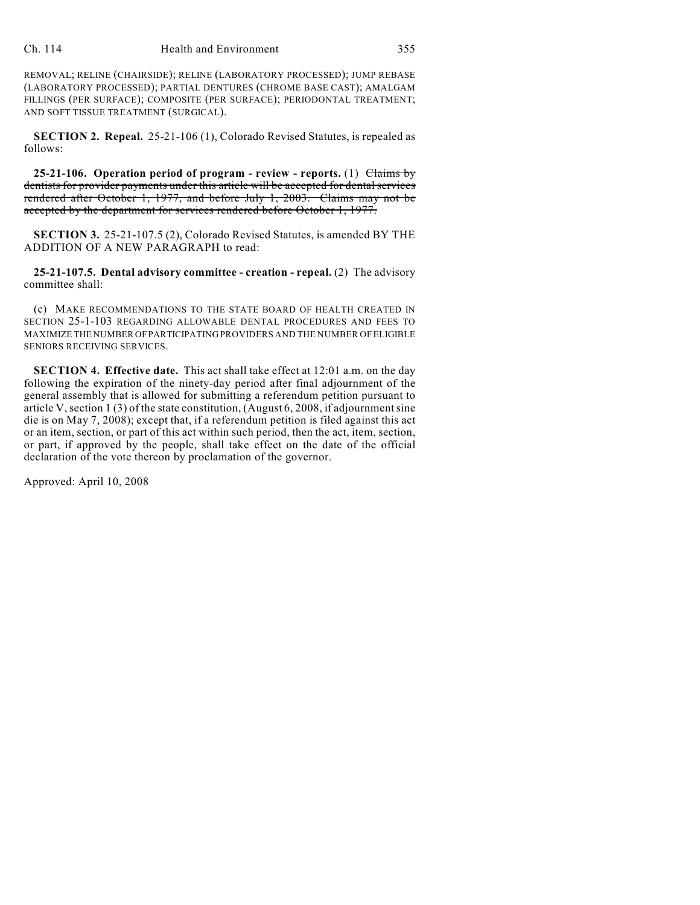REMOVAL; RELINE (CHAIRSIDE); RELINE (LABORATORY PROCESSED); JUMP REBASE (LABORATORY PROCESSED); PARTIAL DENTURES (CHROME BASE CAST); AMALGAM FILLINGS (PER SURFACE); COMPOSITE (PER SURFACE); PERIODONTAL TREATMENT; AND SOFT TISSUE TREATMENT (SURGICAL).

**SECTION 2. Repeal.** 25-21-106 (1), Colorado Revised Statutes, is repealed as follows:

**25-21-106. Operation period of program - review - reports.** (1) ~~Claims by dentists for provider payments under this article will be accepted for dental services rendered after October 1, 1977, and before July 1, 2003. Claims may not be accepted by the department for services rendered before October 1, 1977.~~

**SECTION 3.** 25-21-107.5 (2), Colorado Revised Statutes, is amended BY THE ADDITION OF A NEW PARAGRAPH to read:

**25-21-107.5. Dental advisory committee - creation - repeal.** (2) The advisory committee shall:

(c) MAKE RECOMMENDATIONS TO THE STATE BOARD OF HEALTH CREATED IN SECTION 25-1-103 REGARDING ALLOWABLE DENTAL PROCEDURES AND FEES TO MAXIMIZE THE NUMBER OF PARTICIPATING PROVIDERS AND THE NUMBER OF ELIGIBLE SENIORS RECEIVING SERVICES.

**SECTION 4. Effective date.** This act shall take effect at 12:01 a.m. on the day following the expiration of the ninety-day period after final adjournment of the general assembly that is allowed for submitting a referendum petition pursuant to article V, section 1 (3) of the state constitution, (August 6, 2008, if adjournment sine die is on May 7, 2008); except that, if a referendum petition is filed against this act or an item, section, or part of this act within such period, then the act, item, section, or part, if approved by the people, shall take effect on the date of the official declaration of the vote thereon by proclamation of the governor.

Approved: April 10, 2008